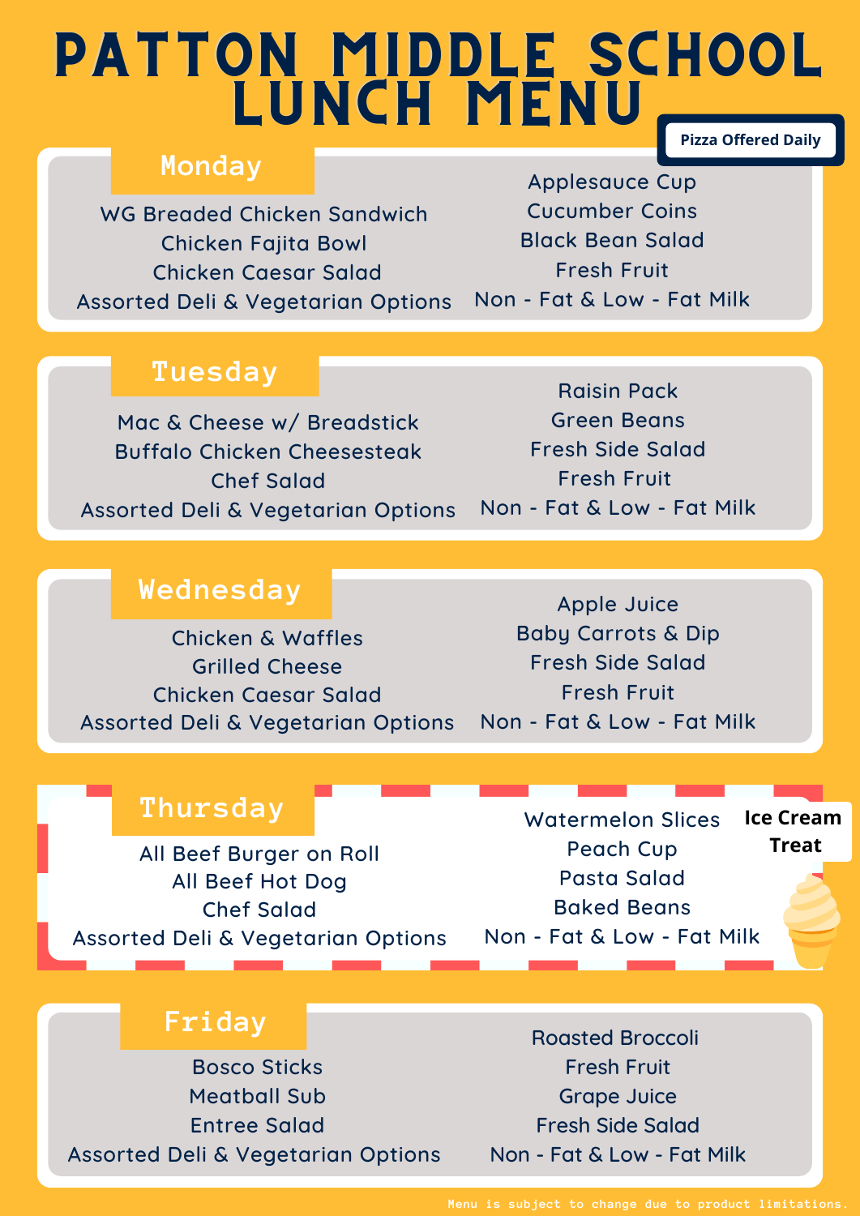# PATTON MIDDLE SCHOOL LUNCH MENU

**Pizza Offered Daily**

## Monday

WG Breaded Chicken Sandwich
Chicken Fajita Bowl
Chicken Caesar Salad
Assorted Deli & Vegetarian Options

Applesauce Cup
Cucumber Coins
Black Bean Salad
Fresh Fruit
Non - Fat & Low - Fat Milk

## Tuesday

Mac & Cheese w/ Breadstick
Buffalo Chicken Cheesesteak
Chef Salad
Assorted Deli & Vegetarian Options

Raisin Pack
Green Beans
Fresh Side Salad
Fresh Fruit
Non - Fat & Low - Fat Milk

## Wednesday

Chicken & Waffles
Grilled Cheese
Chicken Caesar Salad
Assorted Deli & Vegetarian Options

Apple Juice
Baby Carrots & Dip
Fresh Side Salad
Fresh Fruit
Non - Fat & Low - Fat Milk

## Thursday

All Beef Burger on Roll
All Beef Hot Dog
Chef Salad
Assorted Deli & Vegetarian Options

Watermelon Slices
Peach Cup
Pasta Salad
Baked Beans
Non - Fat & Low - Fat Milk

**Ice Cream Treat**

## Friday

Bosco Sticks
Meatball Sub
Entree Salad
Assorted Deli & Vegetarian Options

Roasted Broccoli
Fresh Fruit
Grape Juice
Fresh Side Salad
Non - Fat & Low - Fat Milk

Menu is subject to change due to product limitations.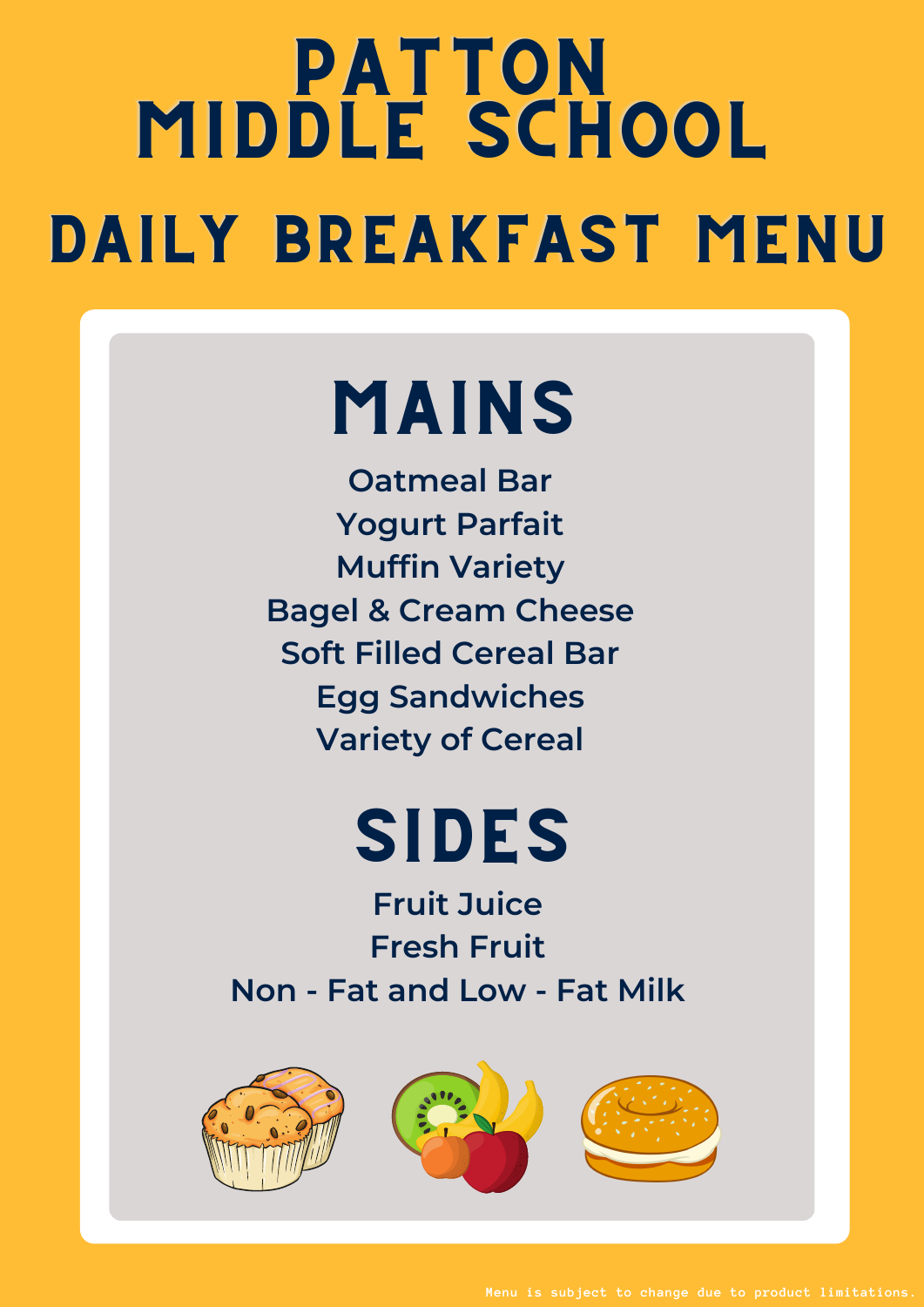# PATTON MIDDLE SCHOOL

# DAILY BREAKFAST MENU

## MAINS

Oatmeal Bar
Yogurt Parfait
Muffin Variety
Bagel & Cream Cheese
Soft Filled Cereal Bar
Egg Sandwiches
Variety of Cereal

## SIDES

Fruit Juice
Fresh Fruit
Non - Fat and Low - Fat Milk

Menu is subject to change due to product limitations.